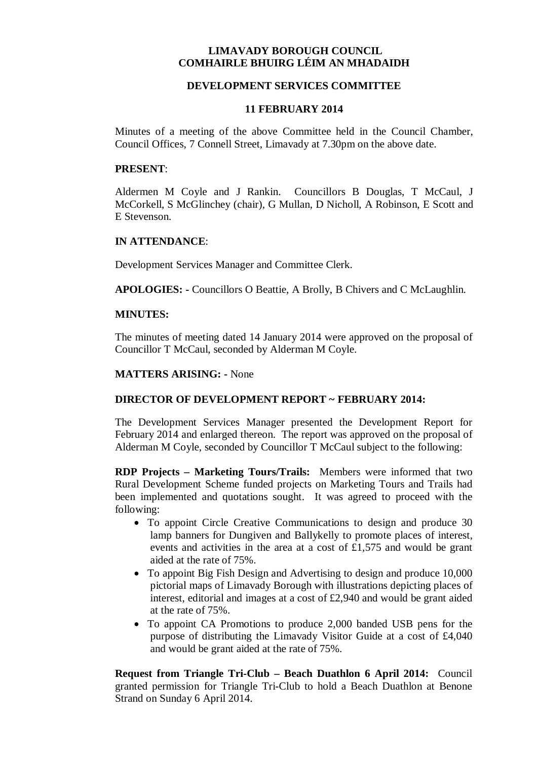**LIMAVADY BOROUGH COUNCIL**
**COMHAIRLE BHUIRG LÉIM AN MHADAIDH**

**DEVELOPMENT SERVICES COMMITTEE**

**11 FEBRUARY 2014**

Minutes of a meeting of the above Committee held in the Council Chamber, Council Offices, 7 Connell Street, Limavady at 7.30pm on the above date.

**PRESENT**:

Aldermen M Coyle and J Rankin. Councillors B Douglas, T McCaul, J McCorkell, S McGlinchey (chair), G Mullan, D Nicholl, A Robinson, E Scott and E Stevenson.

**IN ATTENDANCE**:

Development Services Manager and Committee Clerk.

**APOLOGIES: -** Councillors O Beattie, A Brolly, B Chivers and C McLaughlin.

**MINUTES:**

The minutes of meeting dated 14 January 2014 were approved on the proposal of Councillor T McCaul, seconded by Alderman M Coyle.

**MATTERS ARISING: -** None

**DIRECTOR OF DEVELOPMENT REPORT ~ FEBRUARY 2014:**

The Development Services Manager presented the Development Report for February 2014 and enlarged thereon. The report was approved on the proposal of Alderman M Coyle, seconded by Councillor T McCaul subject to the following:

**RDP Projects – Marketing Tours/Trails:** Members were informed that two Rural Development Scheme funded projects on Marketing Tours and Trails had been implemented and quotations sought. It was agreed to proceed with the following:

- To appoint Circle Creative Communications to design and produce 30 lamp banners for Dungiven and Ballykelly to promote places of interest, events and activities in the area at a cost of £1,575 and would be grant aided at the rate of 75%.
- To appoint Big Fish Design and Advertising to design and produce 10,000 pictorial maps of Limavady Borough with illustrations depicting places of interest, editorial and images at a cost of £2,940 and would be grant aided at the rate of 75%.
- To appoint CA Promotions to produce 2,000 banded USB pens for the purpose of distributing the Limavady Visitor Guide at a cost of £4,040 and would be grant aided at the rate of 75%.

**Request from Triangle Tri-Club – Beach Duathlon 6 April 2014:** Council granted permission for Triangle Tri-Club to hold a Beach Duathlon at Benone Strand on Sunday 6 April 2014.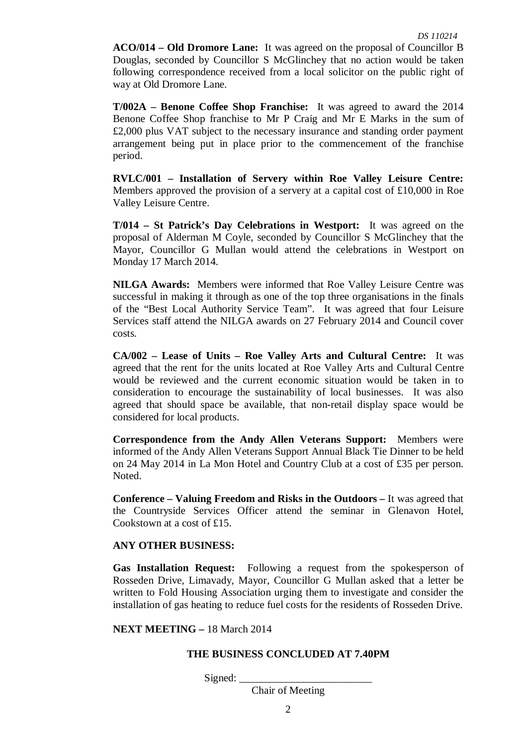**ACO/014 – Old Dromore Lane:** It was agreed on the proposal of Councillor B Douglas, seconded by Councillor S McGlinchey that no action would be taken following correspondence received from a local solicitor on the public right of way at Old Dromore Lane.

**T/002A – Benone Coffee Shop Franchise:** It was agreed to award the 2014 Benone Coffee Shop franchise to Mr P Craig and Mr E Marks in the sum of £2,000 plus VAT subject to the necessary insurance and standing order payment arrangement being put in place prior to the commencement of the franchise period.

**RVLC/001 – Installation of Servery within Roe Valley Leisure Centre:** Members approved the provision of a servery at a capital cost of £10,000 in Roe Valley Leisure Centre.

**T/014 – St Patrick's Day Celebrations in Westport:** It was agreed on the proposal of Alderman M Coyle, seconded by Councillor S McGlinchey that the Mayor, Councillor G Mullan would attend the celebrations in Westport on Monday 17 March 2014.

**NILGA Awards:** Members were informed that Roe Valley Leisure Centre was successful in making it through as one of the top three organisations in the finals of the "Best Local Authority Service Team". It was agreed that four Leisure Services staff attend the NILGA awards on 27 February 2014 and Council cover costs.

**CA/002 – Lease of Units – Roe Valley Arts and Cultural Centre:** It was agreed that the rent for the units located at Roe Valley Arts and Cultural Centre would be reviewed and the current economic situation would be taken in to consideration to encourage the sustainability of local businesses. It was also agreed that should space be available, that non-retail display space would be considered for local products.

**Correspondence from the Andy Allen Veterans Support:** Members were informed of the Andy Allen Veterans Support Annual Black Tie Dinner to be held on 24 May 2014 in La Mon Hotel and Country Club at a cost of £35 per person. Noted.

**Conference – Valuing Freedom and Risks in the Outdoors –** It was agreed that the Countryside Services Officer attend the seminar in Glenavon Hotel, Cookstown at a cost of £15.

**ANY OTHER BUSINESS:**

**Gas Installation Request:** Following a request from the spokesperson of Rosseden Drive, Limavady, Mayor, Councillor G Mullan asked that a letter be written to Fold Housing Association urging them to investigate and consider the installation of gas heating to reduce fuel costs for the residents of Rosseden Drive.

**NEXT MEETING –** 18 March 2014

**THE BUSINESS CONCLUDED AT 7.40PM**

Signed: \_\_\_\_\_\_\_\_\_\_\_\_\_\_\_\_\_\_\_\_\_\_\_\_\_

Chair of Meeting